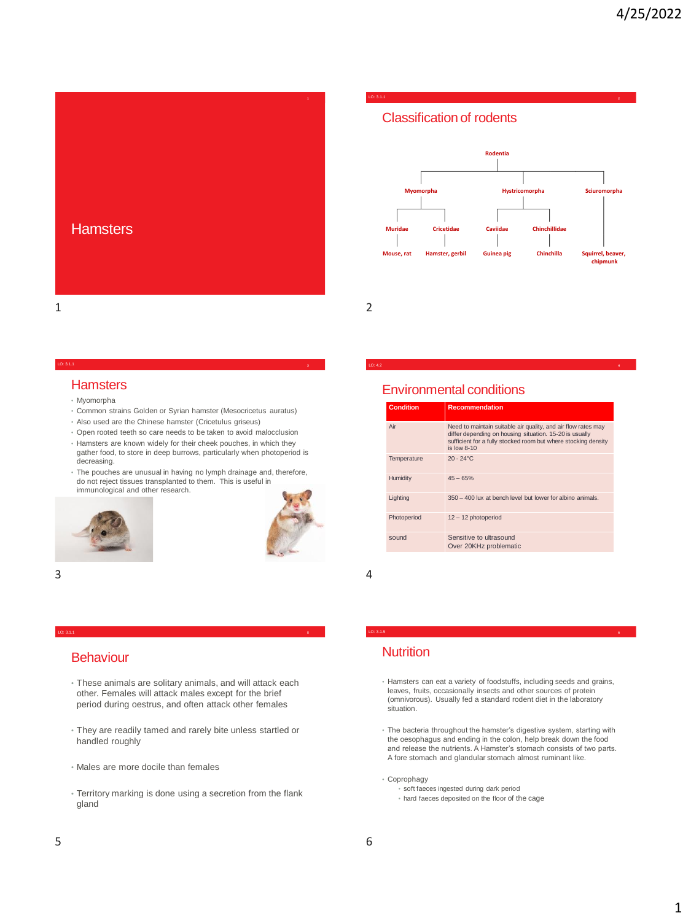# Hamsters

## Classification of rodents

- Rodentia
  - Myomorpha
    - Muridae — Mouse, rat
    - Cricetidae — Hamster, gerbil
  - Hystricomorpha
    - Caviidae — Guinea pig
    - Chinchillidae — Chinchilla
  - Sciuromorpha — Squirrel, beaver, chipmunk

## Hamsters

- Myomorpha
- Common strains Golden or Syrian hamster (Mesocricetus auratus)
- Also used are the Chinese hamster (Cricetulus griseus)
- Open rooted teeth so care needs to be taken to avoid malocclusion
- Hamsters are known widely for their cheek pouches, in which they gather food, to store in deep burrows, particularly when photoperiod is decreasing.
- The pouches are unusual in having no lymph drainage and, therefore, do not reject tissues transplanted to them. This is useful in immunological and other research.

## Environmental conditions

| Condition | Recommendation |
|---|---|
| Air | Need to maintain suitable air quality, and air flow rates may differ depending on housing situation. 15-20 is usually sufficient for a fully stocked room but where stocking density is low 8-10 |
| Temperature | 20 - 24°C |
| Humidity | 45 – 65% |
| Lighting | 350 – 400 lux at bench level but lower for albino animals. |
| Photoperiod | 12 – 12 photoperiod |
| sound | Sensitive to ultrasound<br>Over 20KHz problematic |

## Behaviour

- These animals are solitary animals, and will attack each other. Females will attack males except for the brief period during oestrus, and often attack other females
- They are readily tamed and rarely bite unless startled or handled roughly
- Males are more docile than females
- Territory marking is done using a secretion from the flank gland

## Nutrition

- Hamsters can eat a variety of foodstuffs, including seeds and grains, leaves, fruits, occasionally insects and other sources of protein (omnivorous). Usually fed a standard rodent diet in the laboratory situation.
- The bacteria throughout the hamster's digestive system, starting with the oesophagus and ending in the colon, help break down the food and release the nutrients. A Hamster's stomach consists of two parts. A fore stomach and glandular stomach almost ruminant like.
- Coprophagy
  - soft faeces ingested during dark period
  - hard faeces deposited on the floor of the cage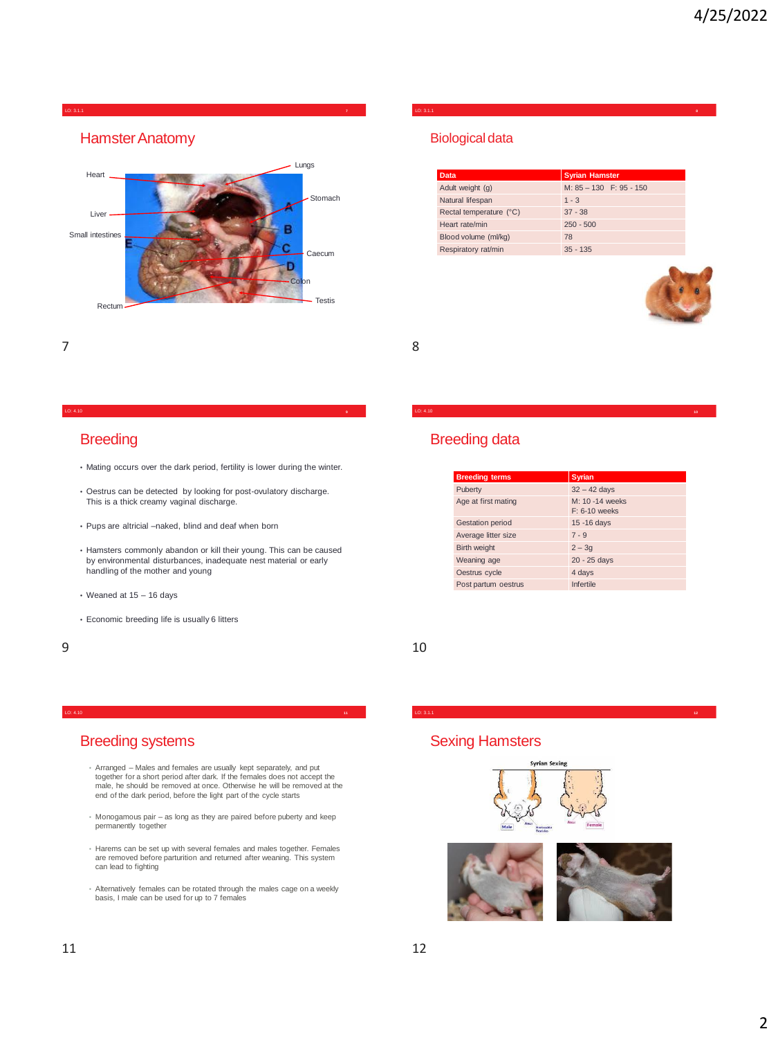## Hamster Anatomy

Heart, Lungs, Liver, Stomach, Small intestines, Caecum, Colon, Testis, Rectum

A, B, C, D, E

## Biological data

| Data | Syrian Hamster |
| --- | --- |
| Adult weight (g) | M: 85 – 130 F: 95 - 150 |
| Natural lifespan | 1 - 3 |
| Rectal temperature (°C) | 37 - 38 |
| Heart rate/min | 250 - 500 |
| Blood volume (ml/kg) | 78 |
| Respiratory rat/min | 35 - 135 |

## Breeding

- Mating occurs over the dark period, fertility is lower during the winter.
- Oestrus can be detected by looking for post-ovulatory discharge. This is a thick creamy vaginal discharge.
- Pups are altricial –naked, blind and deaf when born
- Hamsters commonly abandon or kill their young. This can be caused by environmental disturbances, inadequate nest material or early handling of the mother and young
- Weaned at 15 – 16 days
- Economic breeding life is usually 6 litters

## Breeding data

| Breeding terms | Syrian |
| --- | --- |
| Puberty | 32 – 42 days |
| Age at first mating | M: 10 -14 weeks<br>F: 6-10 weeks |
| Gestation period | 15 -16 days |
| Average litter size | 7 - 9 |
| Birth weight | 2 – 3g |
| Weaning age | 20 - 25 days |
| Oestrus cycle | 4 days |
| Post partum oestrus | Infertile |

## Breeding systems

- Arranged – Males and females are usually kept separately, and put together for a short period after dark. If the females does not accept the male, he should be removed at once. Otherwise he will be removed at the end of the dark period, before the light part of the cycle starts
- Monogamous pair – as long as they are paired before puberty and keep permanently together
- Harems can be set up with several females and males together. Females are removed before parturition and returned after weaning. This system can lead to fighting
- Alternatively females can be rotated through the males cage on a weekly basis, I male can be used for up to 7 females

## Sexing Hamsters

Syrian Sexing

Male, Anus, Testicles, Anus, Female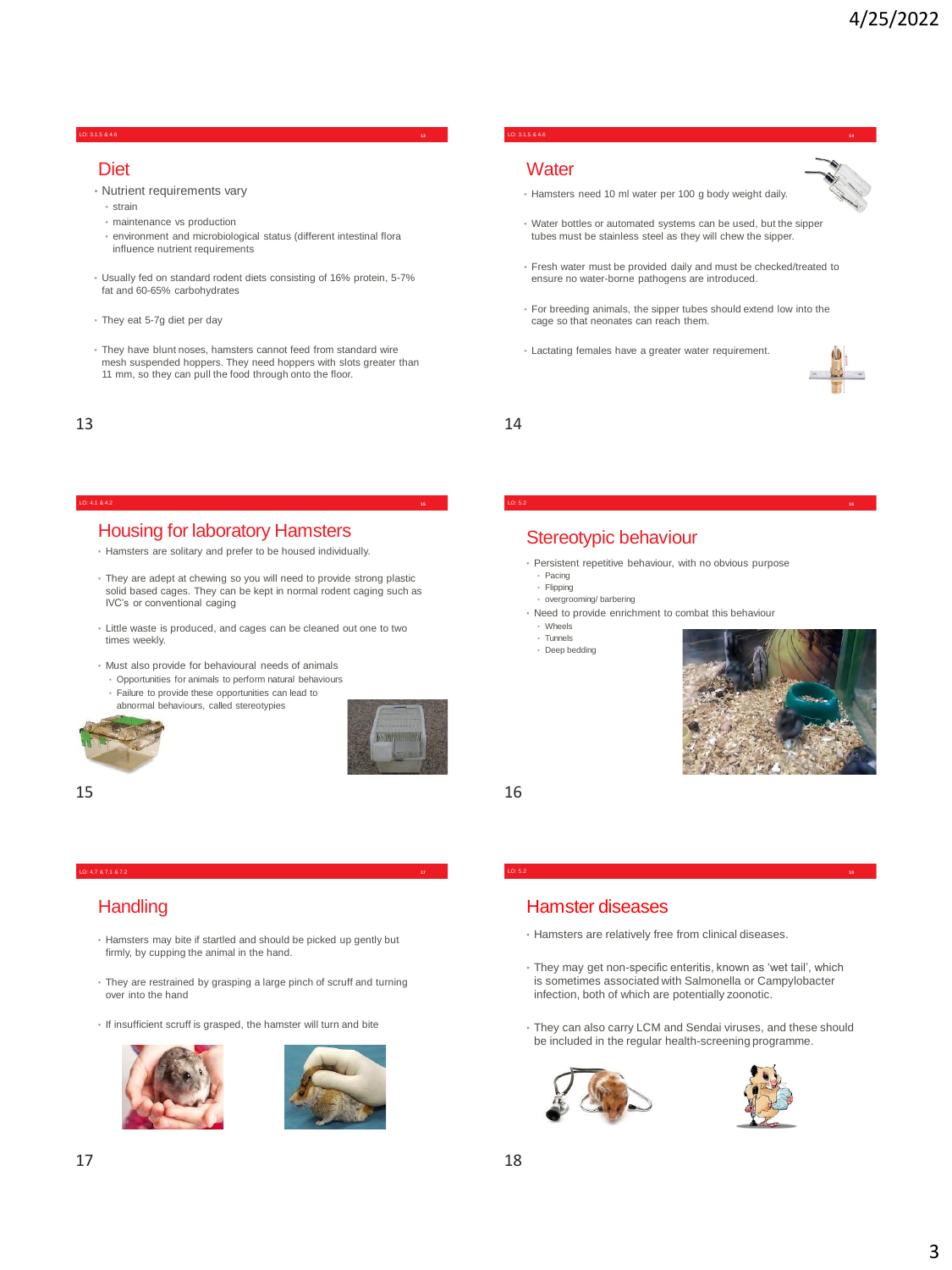## Diet

- Nutrient requirements vary
  - strain
  - maintenance vs production
  - environment and microbiological status (different intestinal flora influence nutrient requirements)
- Usually fed on standard rodent diets consisting of 16% protein, 5-7% fat and 60-65% carbohydrates
- They eat 5-7g diet per day
- They have blunt noses, hamsters cannot feed from standard wire mesh suspended hoppers. They need hoppers with slots greater than 11 mm, so they can pull the food through onto the floor.

## Water

- Hamsters need 10 ml water per 100 g body weight daily.
- Water bottles or automated systems can be used, but the sipper tubes must be stainless steel as they will chew the sipper.
- Fresh water must be provided daily and must be checked/treated to ensure no water-borne pathogens are introduced.
- For breeding animals, the sipper tubes should extend low into the cage so that neonates can reach them.
- Lactating females have a greater water requirement.

## Housing for laboratory Hamsters

- Hamsters are solitary and prefer to be housed individually.
- They are adept at chewing so you will need to provide strong plastic solid based cages. They can be kept in normal rodent caging such as IVC's or conventional caging
- Little waste is produced, and cages can be cleaned out one to two times weekly.
- Must also provide for behavioural needs of animals
  - Opportunities for animals to perform natural behaviours
  - Failure to provide these opportunities can lead to abnormal behaviours, called stereotypies

## Stereotypic behaviour

- Persistent repetitive behaviour, with no obvious purpose
  - Pacing
  - Flipping
  - overgrooming/ barbering
- Need to provide enrichment to combat this behaviour
  - Wheels
  - Tunnels
  - Deep bedding

## Handling

- Hamsters may bite if startled and should be picked up gently but firmly, by cupping the animal in the hand.
- They are restrained by grasping a large pinch of scruff and turning over into the hand
- If insufficient scruff is grasped, the hamster will turn and bite

## Hamster diseases

- Hamsters are relatively free from clinical diseases.
- They may get non-specific enteritis, known as 'wet tail', which is sometimes associated with Salmonella or Campylobacter infection, both of which are potentially zoonotic.
- They can also carry LCM and Sendai viruses, and these should be included in the regular health-screening programme.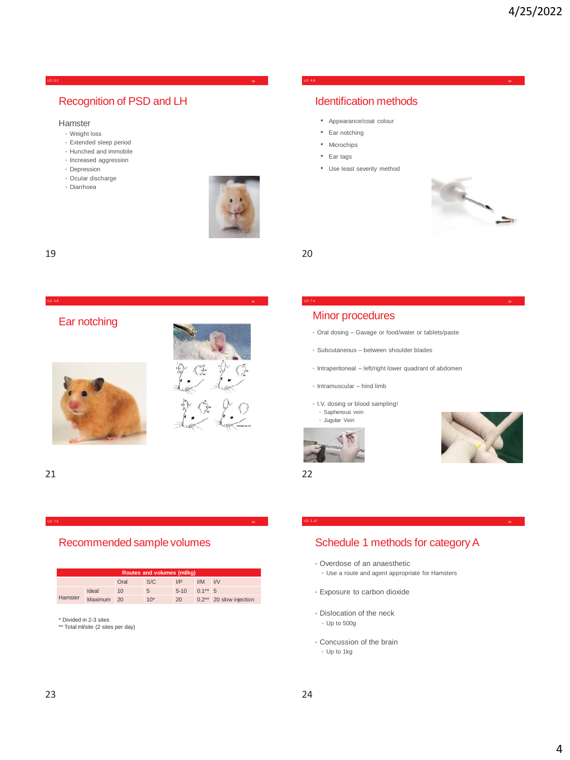## Recognition of PSD and LH

### Hamster

- Weight loss
- Extended sleep period
- Hunched and immobile
- Increased aggression
- Depression
- Ocular discharge
- Diarrhoea

## Identification methods

- Appearance/coat colour
- Ear notching
- Microchips
- Ear tags
- Use least severity method

## Ear notching

## Minor procedures

- Oral dosing – Gavage or food/water or tablets/paste
- Subcutaneous – between shoulder blades
- Intraperitoneal – left/right lower quadrant of abdomen
- Intramuscular – hind limb
- I.V. dosing or blood sampling!
  - Saphenous vein
  - Jugular Vein

## Recommended sample volumes

| | | Routes and volumes (ml/kg) | | | | |
|---|---|---|---|---|---|---|
| | | Oral | S/C | I/P | I/M | I/V |
| Hamster | Ideal | 10 | 5 | 5-10 | 0.1** | 5 |
| | Maximum | 20 | 10* | 20 | 0.2** | 20 slow injection |

\* Divided in 2-3 sites
\** Total ml/site (2 sites per day)

## Schedule 1 methods for category A

- Overdose of an anaesthetic
  - Use a route and agent appropriate for Hamsters
- Exposure to carbon dioxide
- Dislocation of the neck
  - Up to 500g
- Concussion of the brain
  - Up to 1kg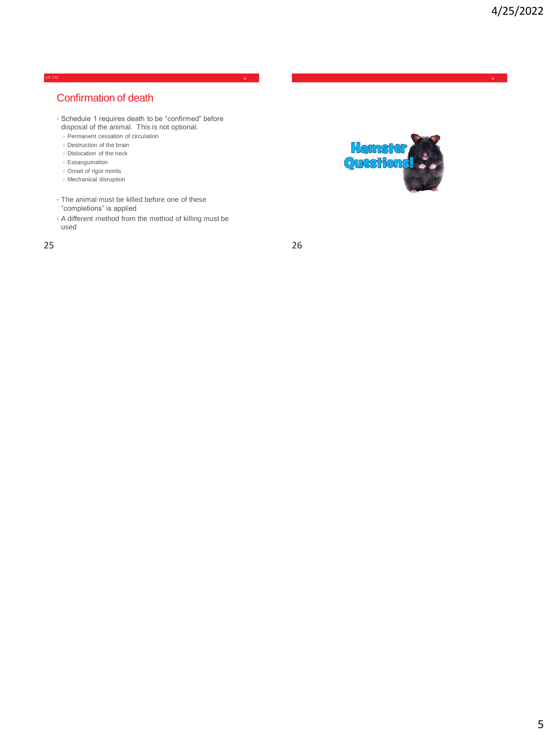## Confirmation of death

- Schedule 1 requires death to be "confirmed" before disposal of the animal. This is not optional.
  - Permanent cessation of circulation
  - Destruction of the brain
  - Dislocation of the neck
  - Exsanguination
  - Onset of rigor mortis
  - Mechanical disruption
- The animal must be killed before one of these "completions" is applied
- A different method from the method of killing must be used

Hamster Questions!